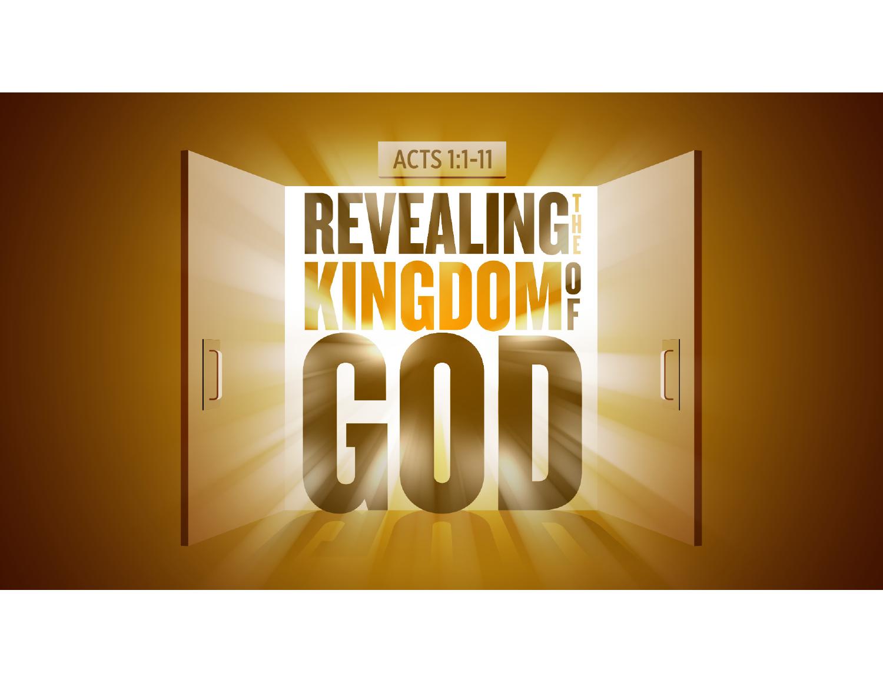ACTS 1:1-11

# REVEALING THE KINGDOM OF GOD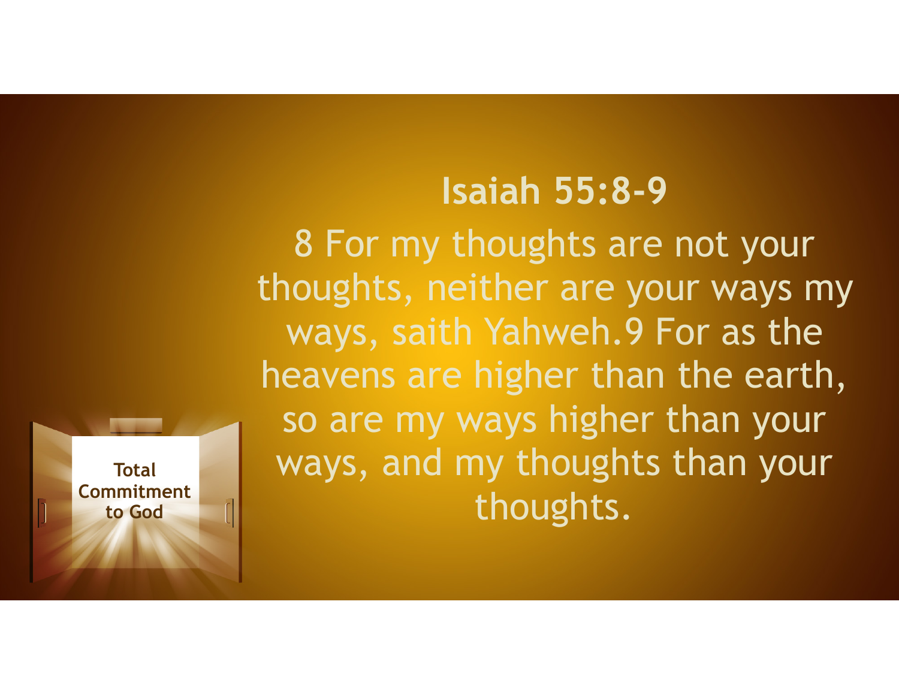## Isaiah 55:8-9

8 For my thoughts are not your thoughts, neither are your ways my ways, saith Yahweh.9 For as the heavens are higher than the earth, so are my ways higher than your ways, and my thoughts than your thoughts.

**Total Commitment to God**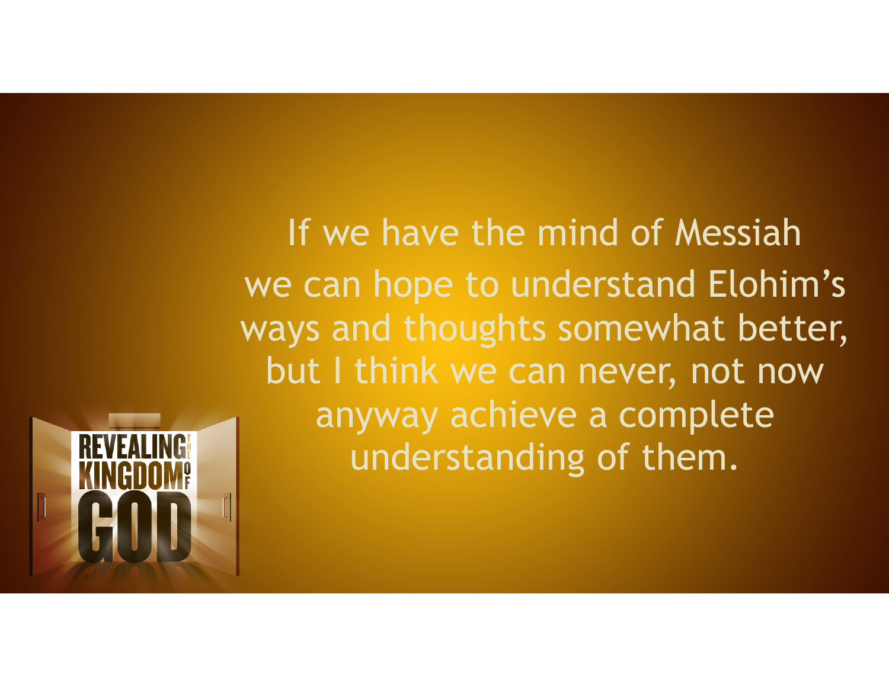If we have the mind of Messiah we can hope to understand Elohim's ways and thoughts somewhat better, but I think we can never, not now anyway achieve a complete understanding of them.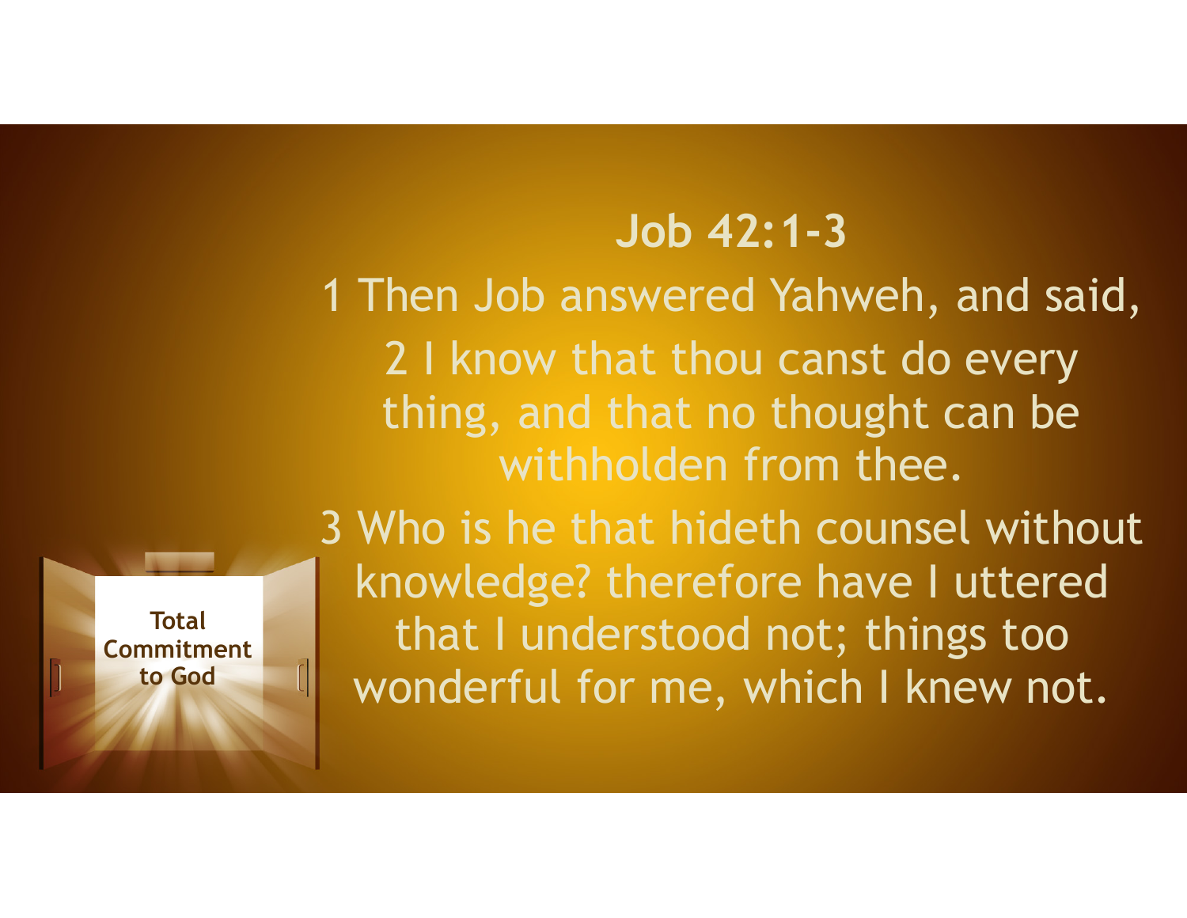## Job 42:1-3

1 Then Job answered Yahweh, and said,

2 I know that thou canst do every thing, and that no thought can be withholden from thee.

3 Who is he that hideth counsel without knowledge? therefore have I uttered that I understood not; things too wonderful for me, which I knew not.

Total Commitment to God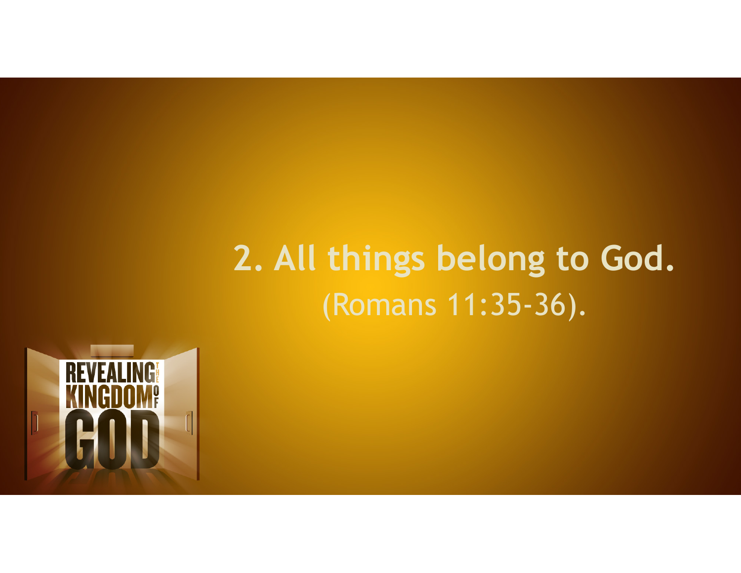## 2. All things belong to God.

(Romans 11:35-36).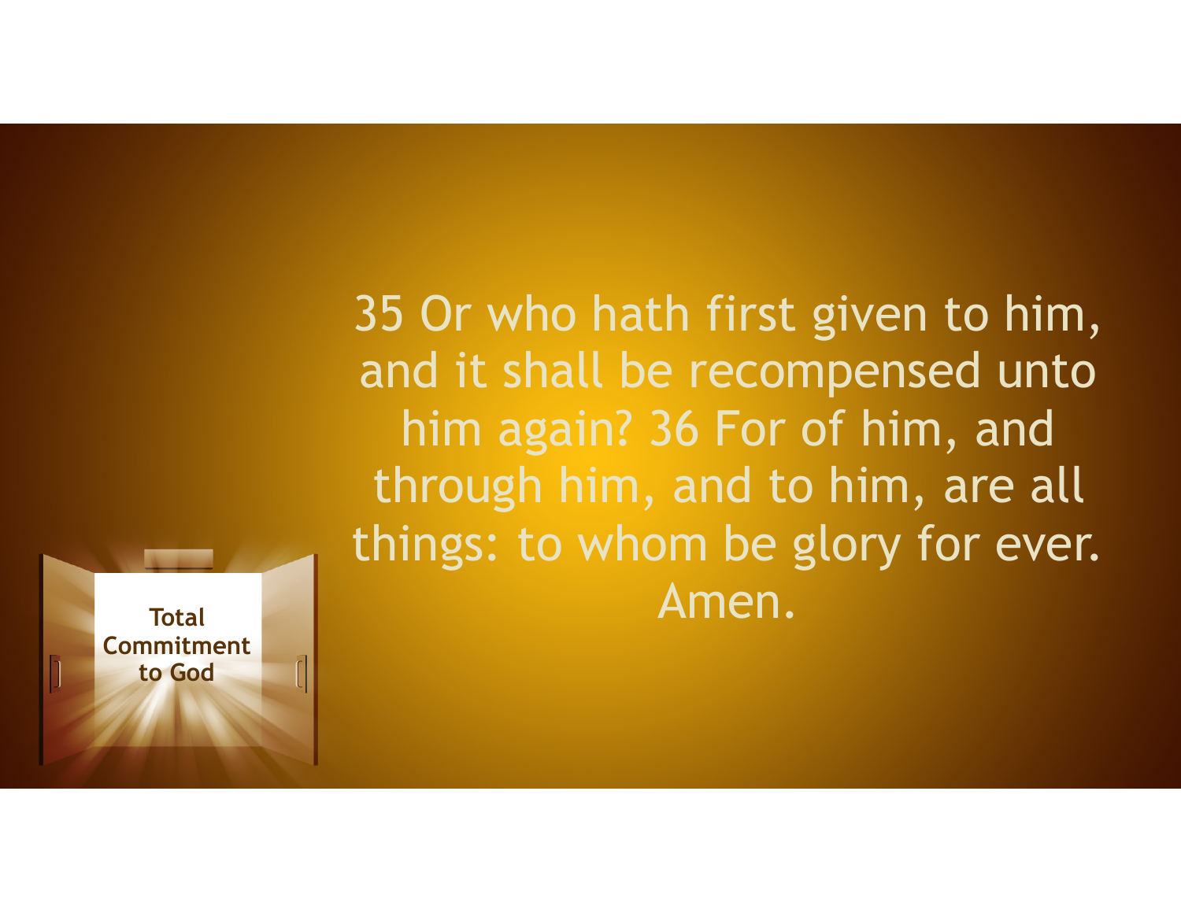35 Or who hath first given to him, and it shall be recompensed unto him again? 36 For of him, and through him, and to him, are all things: to whom be glory for ever. Amen.

**Total Commitment to God**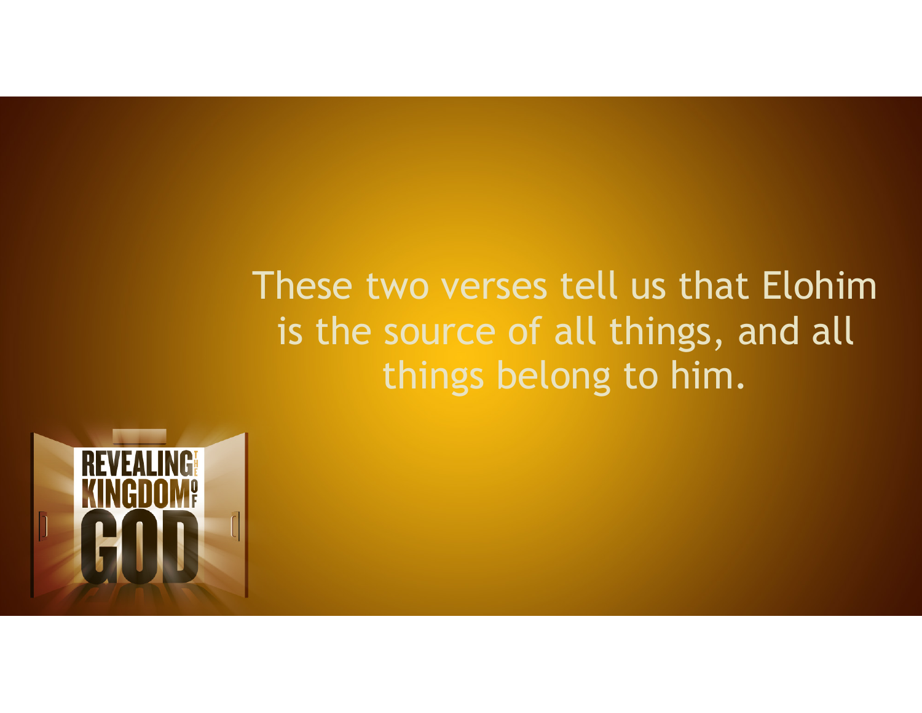These two verses tell us that Elohim is the source of all things, and all things belong to him.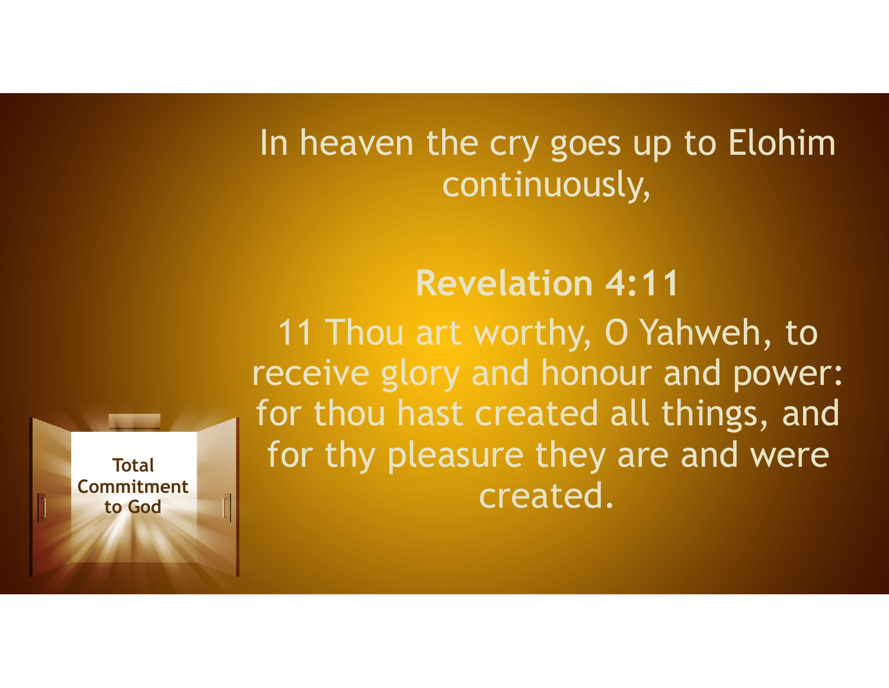In heaven the cry goes up to Elohim continuously,

**Revelation 4:11**

11 Thou art worthy, O Yahweh, to receive glory and honour and power: for thou hast created all things, and for thy pleasure they are and were created.

**Total Commitment to God**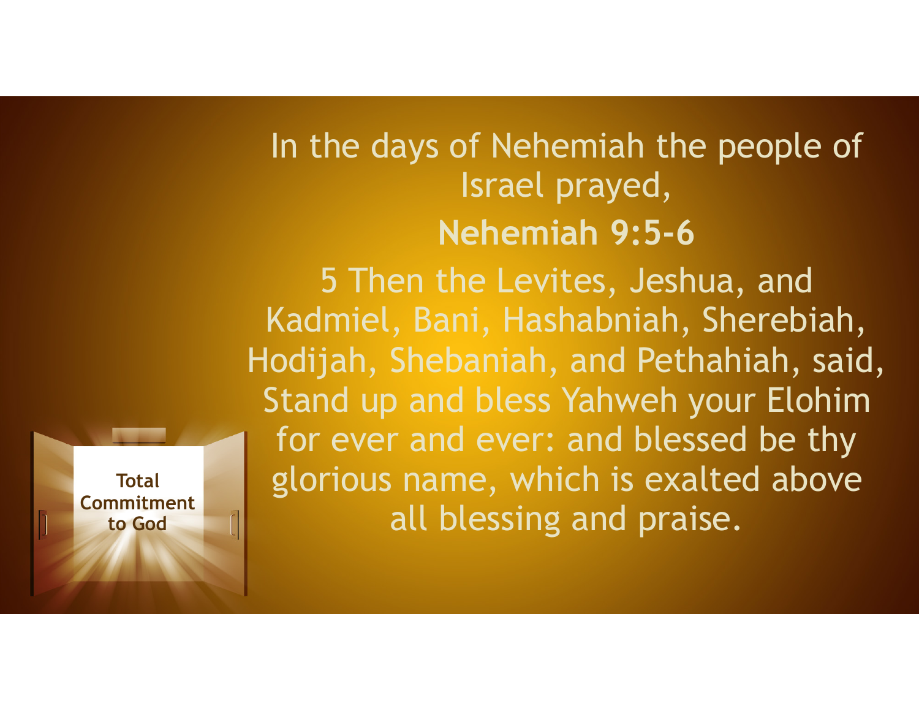Total Commitment to God

In the days of Nehemiah the people of Israel prayed,

**Nehemiah 9:5-6**

5 Then the Levites, Jeshua, and Kadmiel, Bani, Hashabniah, Sherebiah, Hodijah, Shebaniah, and Pethahiah, said, Stand up and bless Yahweh your Elohim for ever and ever: and blessed be thy glorious name, which is exalted above all blessing and praise.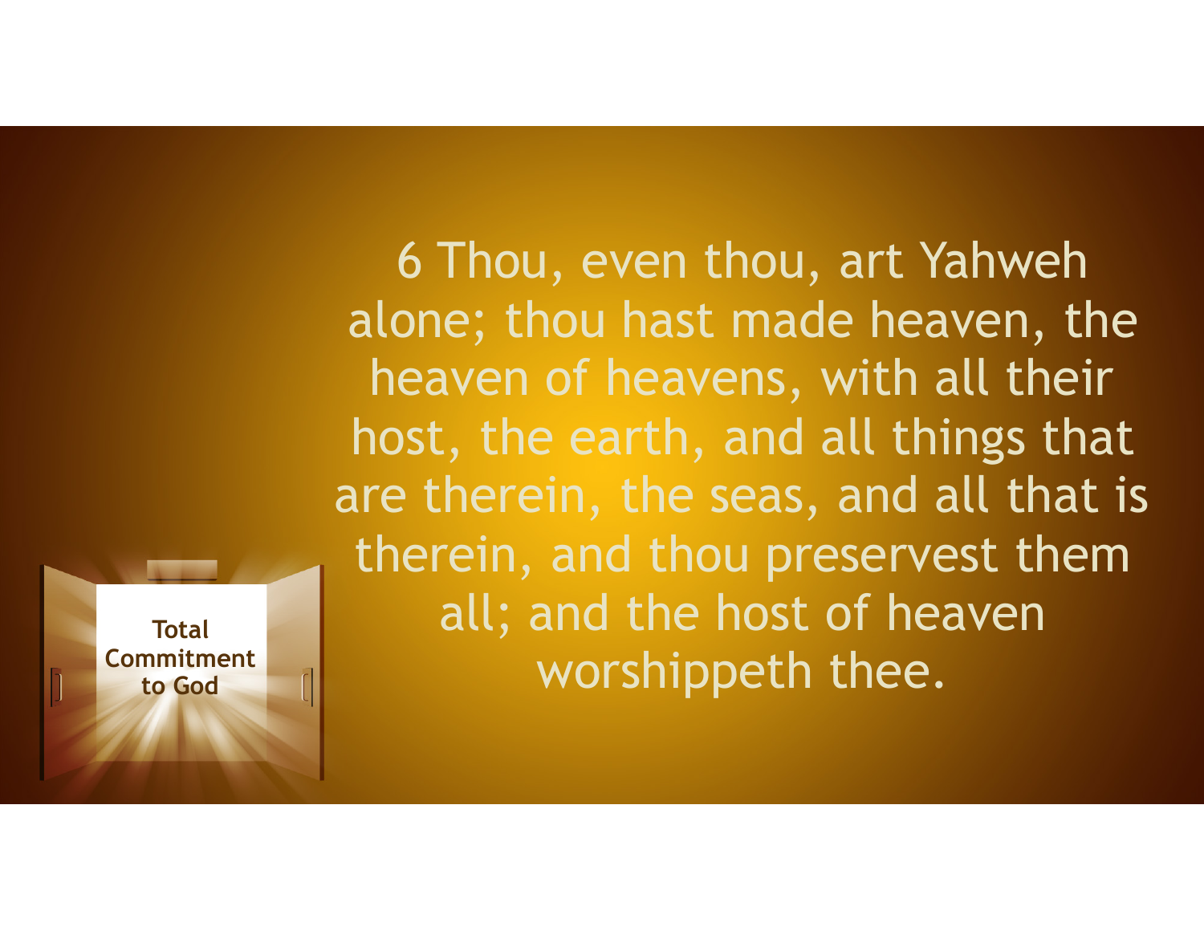6 Thou, even thou, art Yahweh alone; thou hast made heaven, the heaven of heavens, with all their host, the earth, and all things that are therein, the seas, and all that is therein, and thou preservest them all; and the host of heaven worshippeth thee.

**Total Commitment to God**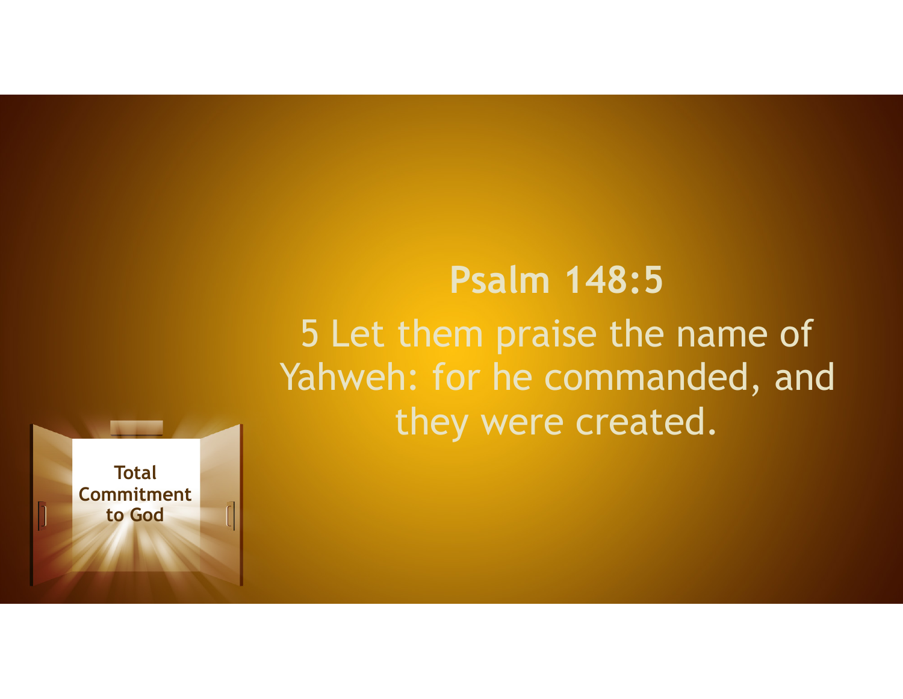## Psalm 148:5

5 Let them praise the name of Yahweh: for he commanded, and they were created.

Total Commitment to God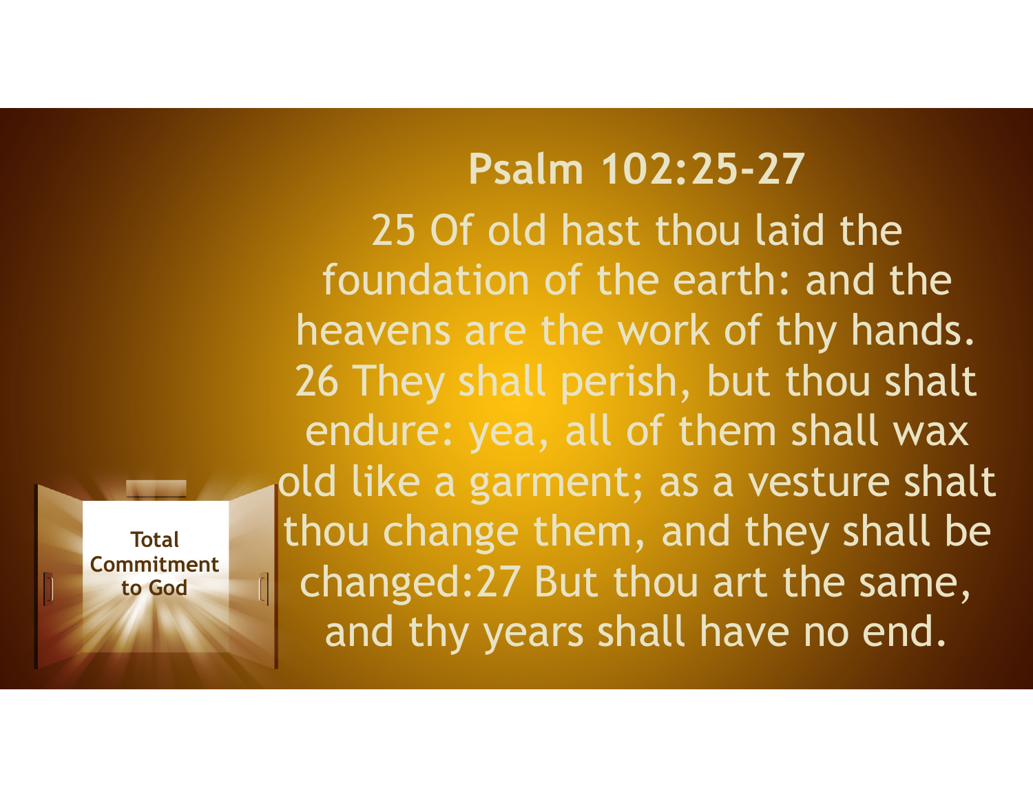## Psalm 102:25-27

25 Of old hast thou laid the foundation of the earth: and the heavens are the work of thy hands. 26 They shall perish, but thou shalt endure: yea, all of them shall wax old like a garment; as a vesture shalt thou change them, and they shall be changed:27 But thou art the same, and thy years shall have no end.

Total Commitment to God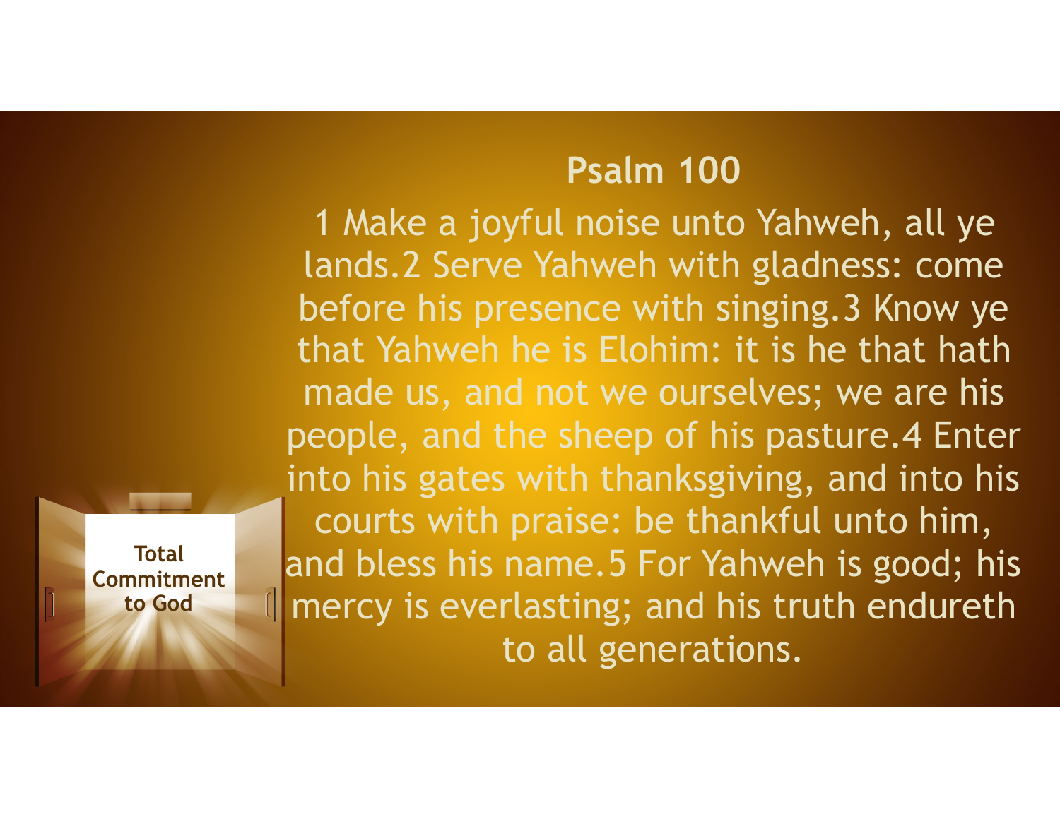## Psalm 100

1 Make a joyful noise unto Yahweh, all ye lands.2 Serve Yahweh with gladness: come before his presence with singing.3 Know ye that Yahweh he is Elohim: it is he that hath made us, and not we ourselves; we are his people, and the sheep of his pasture.4 Enter into his gates with thanksgiving, and into his courts with praise: be thankful unto him, and bless his name.5 For Yahweh is good; his mercy is everlasting; and his truth endureth to all generations.

**Total Commitment to God**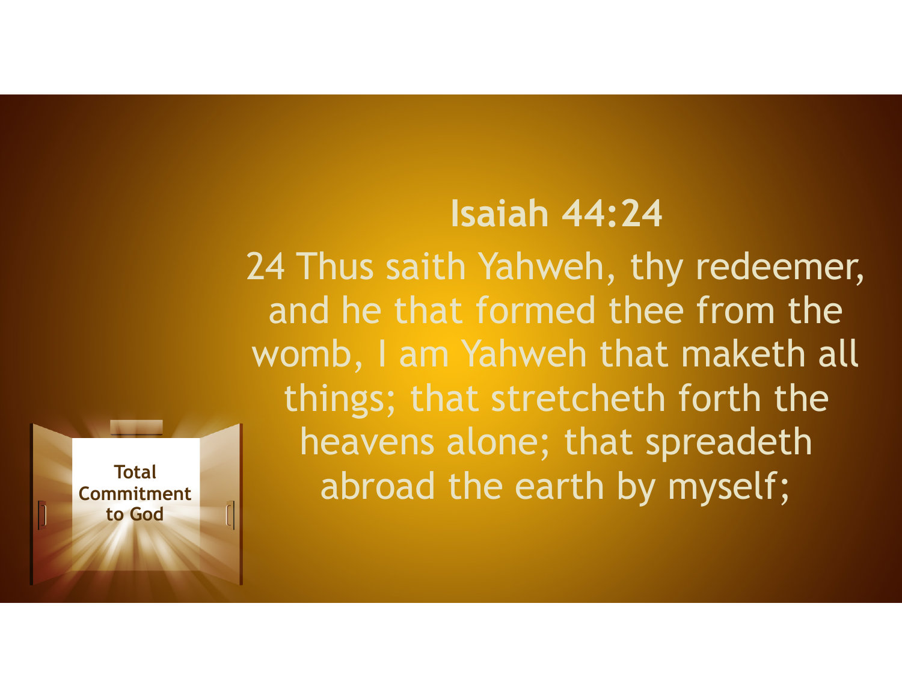## Isaiah 44:24

24 Thus saith Yahweh, thy redeemer, and he that formed thee from the womb, I am Yahweh that maketh all things; that stretcheth forth the heavens alone; that spreadeth abroad the earth by myself;

Total Commitment to God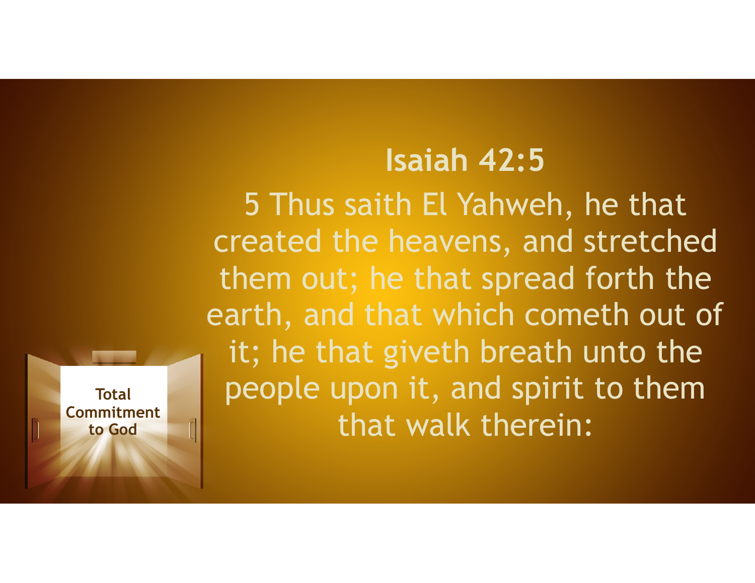Total Commitment to God

## Isaiah 42:5

5 Thus saith El Yahweh, he that created the heavens, and stretched them out; he that spread forth the earth, and that which cometh out of it; he that giveth breath unto the people upon it, and spirit to them that walk therein: